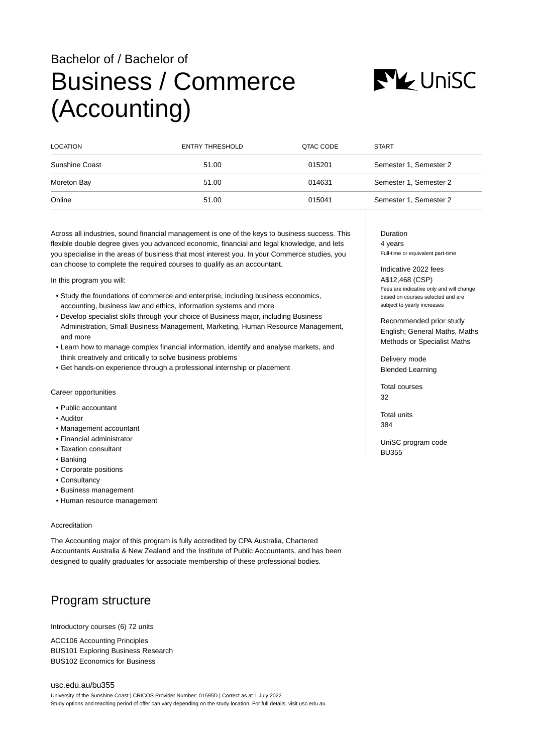Bachelor of / Bachelor of

# Business / Commerce (Accounting)

| LOCATION | ENTRY THRESHOLD | QTAC CODE | START |
|---|---|---|---|
| Sunshine Coast | 51.00 | 015201 | Semester 1, Semester 2 |
| Moreton Bay | 51.00 | 014631 | Semester 1, Semester 2 |
| Online | 51.00 | 015041 | Semester 1, Semester 2 |

Across all industries, sound financial management is one of the keys to business success. This flexible double degree gives you advanced economic, financial and legal knowledge, and lets you specialise in the areas of business that most interest you. In your Commerce studies, you can choose to complete the required courses to qualify as an accountant.

In this program you will:

- Study the foundations of commerce and enterprise, including business economics, accounting, business law and ethics, information systems and more
- Develop specialist skills through your choice of Business major, including Business Administration, Small Business Management, Marketing, Human Resource Management, and more
- Learn how to manage complex financial information, identify and analyse markets, and think creatively and critically to solve business problems
- Get hands-on experience through a professional internship or placement

Duration
4 years
Full-time or equivalent part-time

Indicative 2022 fees
A$12,468 (CSP)
Fees are indicative only and will change based on courses selected and are subject to yearly increases

Recommended prior study
English; General Maths, Maths Methods or Specialist Maths

Delivery mode
Blended Learning

Total courses
32

Total units
384

UniSC program code
BU355

Career opportunities

- Public accountant
- Auditor
- Management accountant
- Financial administrator
- Taxation consultant
- Banking
- Corporate positions
- Consultancy
- Business management
- Human resource management

Accreditation

The Accounting major of this program is fully accredited by CPA Australia, Chartered Accountants Australia & New Zealand and the Institute of Public Accountants, and has been designed to qualify graduates for associate membership of these professional bodies.

## Program structure

Introductory courses (6) 72 units

ACC106 Accounting Principles
BUS101 Exploring Business Research
BUS102 Economics for Business

usc.edu.au/bu355
University of the Sunshine Coast | CRICOS Provider Number: 01595D | Correct as at 1 July 2022
Study options and teaching period of offer can vary depending on the study location. For full details, visit usc.edu.au.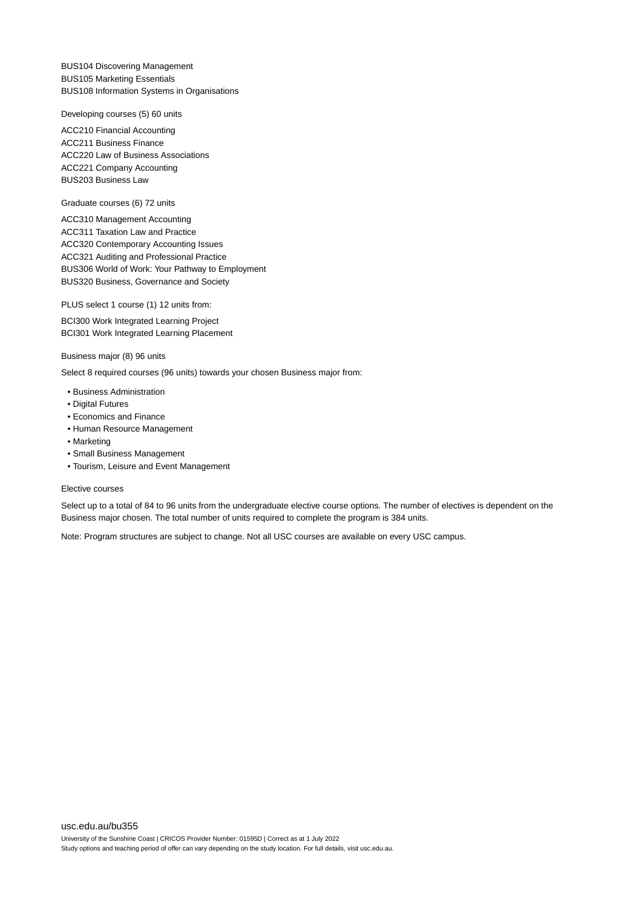BUS104 Discovering Management
BUS105 Marketing Essentials
BUS108 Information Systems in Organisations

Developing courses (5) 60 units

ACC210 Financial Accounting
ACC211 Business Finance
ACC220 Law of Business Associations
ACC221 Company Accounting
BUS203 Business Law

Graduate courses (6) 72 units

ACC310 Management Accounting
ACC311 Taxation Law and Practice
ACC320 Contemporary Accounting Issues
ACC321 Auditing and Professional Practice
BUS306 World of Work: Your Pathway to Employment
BUS320 Business, Governance and Society

PLUS select 1 course (1) 12 units from:

BCI300 Work Integrated Learning Project
BCI301 Work Integrated Learning Placement

Business major (8) 96 units

Select 8 required courses (96 units) towards your chosen Business major from:

- Business Administration
- Digital Futures
- Economics and Finance
- Human Resource Management
- Marketing
- Small Business Management
- Tourism, Leisure and Event Management

Elective courses

Select up to a total of 84 to 96 units from the undergraduate elective course options. The number of electives is dependent on the Business major chosen. The total number of units required to complete the program is 384 units.

Note: Program structures are subject to change. Not all USC courses are available on every USC campus.

usc.edu.au/bu355

University of the Sunshine Coast | CRICOS Provider Number: 01595D | Correct as at 1 July 2022
Study options and teaching period of offer can vary depending on the study location. For full details, visit usc.edu.au.